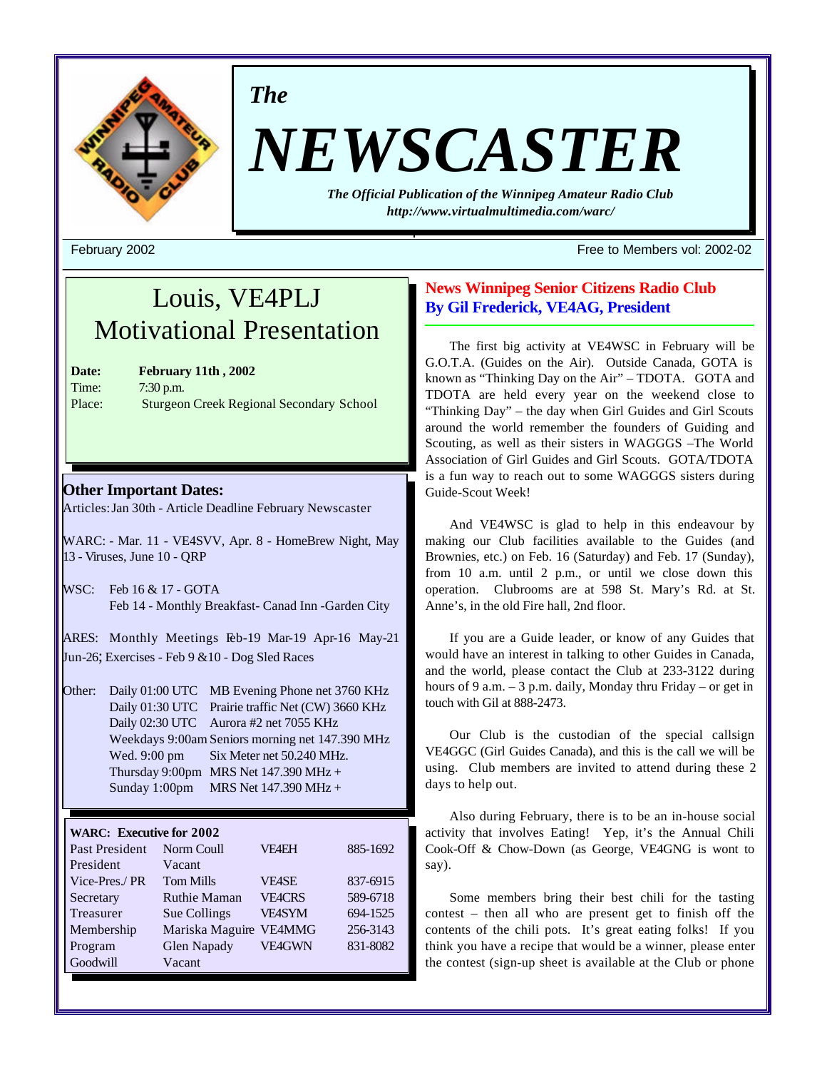*The*

# NEWSCASTER

***The Official Publication of the Winnipeg Amateur Radio Club***
***http://www.virtualmultimedia.com/warc/***

February 2002 — Free to Members vol: 2002-02

## Louis, VE4PLJ Motivational Presentation

**Date:** **February 11th , 2002**
Time: 7:30 p.m.
Place: Sturgeon Creek Regional Secondary School

### Other Important Dates:

Articles: Jan 30th - Article Deadline February Newscaster

WARC: - Mar. 11 - VE4SVV, Apr. 8 - HomeBrew Night, May 13 - Viruses, June 10 - QRP

WSC: Feb 16 & 17 - GOTA
Feb 14 - Monthly Breakfast- Canad Inn -Garden City

ARES: Monthly Meetings Feb-19 Mar-19 Apr-16 May-21 Jun-26; Exercises - Feb 9 &10 - Dog Sled Races

Other:

| | |
|---|---|
| Daily 01:00 UTC | MB Evening Phone net 3760 KHz |
| Daily 01:30 UTC | Prairie traffic Net (CW) 3660 KHz |
| Daily 02:30 UTC | Aurora #2 net 7055 KHz |
| Weekdays 9:00am | Seniors morning net 147.390 MHz |
| Wed. 9:00 pm | Six Meter net 50.240 MHz. |
| Thursday 9:00pm | MRS Net 147.390 MHz + |
| Sunday 1:00pm | MRS Net 147.390 MHz + |

**WARC: Executive for 2002**

| | | | |
|---|---|---|---|
| Past President | Norm Coull | VE4EH | 885-1692 |
| President | Vacant | | |
| Vice-Pres./ PR | Tom Mills | VE4SE | 837-6915 |
| Secretary | Ruthie Maman | VE4CRS | 589-6718 |
| Treasurer | Sue Collings | VE4SYM | 694-1525 |
| Membership | Mariska Maguire | VE4MMG | 256-3143 |
| Program | Glen Napady | VE4GWN | 831-8082 |
| Goodwill | Vacant | | |

## News Winnipeg Senior Citizens Radio Club
## By Gil Frederick, VE4AG, President

The first big activity at VE4WSC in February will be G.O.T.A. (Guides on the Air). Outside Canada, GOTA is known as "Thinking Day on the Air" – TDOTA. GOTA and TDOTA are held every year on the weekend close to "Thinking Day" – the day when Girl Guides and Girl Scouts around the world remember the founders of Guiding and Scouting, as well as their sisters in WAGGGS –The World Association of Girl Guides and Girl Scouts. GOTA/TDOTA is a fun way to reach out to some WAGGGS sisters during Guide-Scout Week!

And VE4WSC is glad to help in this endeavour by making our Club facilities available to the Guides (and Brownies, etc.) on Feb. 16 (Saturday) and Feb. 17 (Sunday), from 10 a.m. until 2 p.m., or until we close down this operation. Clubrooms are at 598 St. Mary's Rd. at St. Anne's, in the old Fire hall, 2nd floor.

If you are a Guide leader, or know of any Guides that would have an interest in talking to other Guides in Canada, and the world, please contact the Club at 233-3122 during hours of 9 a.m. – 3 p.m. daily, Monday thru Friday – or get in touch with Gil at 888-2473.

Our Club is the custodian of the special callsign VE4GGC (Girl Guides Canada), and this is the call we will be using. Club members are invited to attend during these 2 days to help out.

Also during February, there is to be an in-house social activity that involves Eating! Yep, it's the Annual Chili Cook-Off & Chow-Down (as George, VE4GNG is wont to say).

Some members bring their best chili for the tasting contest – then all who are present get to finish off the contents of the chili pots. It's great eating folks! If you think you have a recipe that would be a winner, please enter the contest (sign-up sheet is available at the Club or phone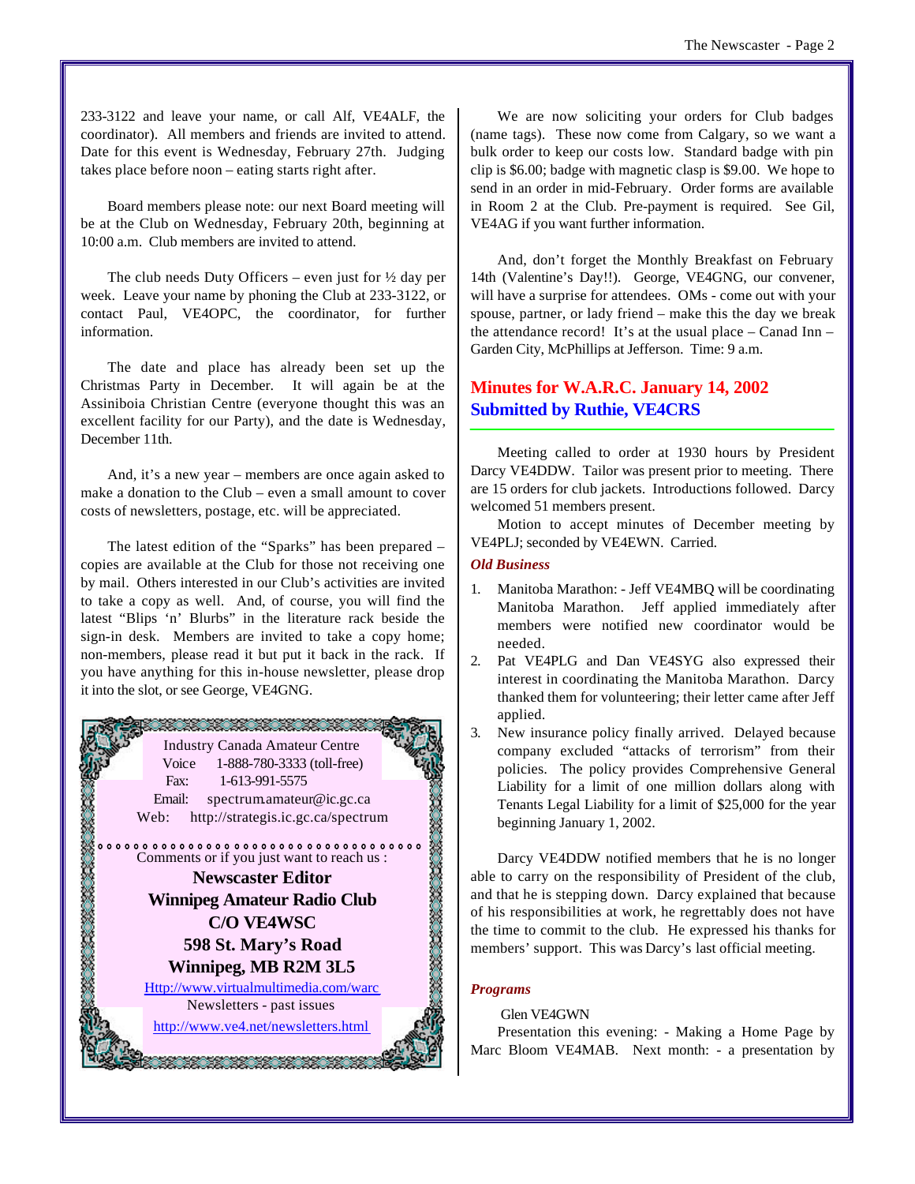233-3122 and leave your name, or call Alf, VE4ALF, the coordinator). All members and friends are invited to attend. Date for this event is Wednesday, February 27th. Judging takes place before noon – eating starts right after.

Board members please note: our next Board meeting will be at the Club on Wednesday, February 20th, beginning at 10:00 a.m. Club members are invited to attend.

The club needs Duty Officers – even just for ½ day per week. Leave your name by phoning the Club at 233-3122, or contact Paul, VE4OPC, the coordinator, for further information.

The date and place has already been set up the Christmas Party in December. It will again be at the Assiniboia Christian Centre (everyone thought this was an excellent facility for our Party), and the date is Wednesday, December 11th.

And, it's a new year – members are once again asked to make a donation to the Club – even a small amount to cover costs of newsletters, postage, etc. will be appreciated.

The latest edition of the "Sparks" has been prepared – copies are available at the Club for those not receiving one by mail. Others interested in our Club's activities are invited to take a copy as well. And, of course, you will find the latest "Blips 'n' Blurbs" in the literature rack beside the sign-in desk. Members are invited to take a copy home; non-members, please read it but put it back in the rack. If you have anything for this in-house newsletter, please drop it into the slot, or see George, VE4GNG.

Industry Canada Amateur Centre
Voice 1-888-780-3333 (toll-free)
Fax: 1-613-991-5575
Email: spectrum.amateur@ic.gc.ca
Web: http://strategis.ic.gc.ca/spectrum

Comments or if you just want to reach us :

**Newscaster Editor**
**Winnipeg Amateur Radio Club**
**C/O VE4WSC**
**598 St. Mary's Road**
**Winnipeg, MB R2M 3L5**

Http://www.virtualmultimedia.com/warc
Newsletters - past issues
http://www.ve4.net/newsletters.html

We are now soliciting your orders for Club badges (name tags). These now come from Calgary, so we want a bulk order to keep our costs low. Standard badge with pin clip is $6.00; badge with magnetic clasp is $9.00. We hope to send in an order in mid-February. Order forms are available in Room 2 at the Club. Pre-payment is required. See Gil, VE4AG if you want further information.

And, don't forget the Monthly Breakfast on February 14th (Valentine's Day!!). George, VE4GNG, our convener, will have a surprise for attendees. OMs - come out with your spouse, partner, or lady friend – make this the day we break the attendance record! It's at the usual place – Canad Inn – Garden City, McPhillips at Jefferson. Time: 9 a.m.

## Minutes for W.A.R.C. January 14, 2002
## Submitted by Ruthie, VE4CRS

Meeting called to order at 1930 hours by President Darcy VE4DDW. Tailor was present prior to meeting. There are 15 orders for club jackets. Introductions followed. Darcy welcomed 51 members present.

Motion to accept minutes of December meeting by VE4PLJ; seconded by VE4EWN. Carried.

***Old Business***

1. Manitoba Marathon: - Jeff VE4MBQ will be coordinating Manitoba Marathon. Jeff applied immediately after members were notified new coordinator would be needed.
2. Pat VE4PLG and Dan VE4SYG also expressed their interest in coordinating the Manitoba Marathon. Darcy thanked them for volunteering; their letter came after Jeff applied.
3. New insurance policy finally arrived. Delayed because company excluded "attacks of terrorism" from their policies. The policy provides Comprehensive General Liability for a limit of one million dollars along with Tenants Legal Liability for a limit of $25,000 for the year beginning January 1, 2002.

Darcy VE4DDW notified members that he is no longer able to carry on the responsibility of President of the club, and that he is stepping down. Darcy explained that because of his responsibilities at work, he regrettably does not have the time to commit to the club. He expressed his thanks for members' support. This was Darcy's last official meeting.

***Programs***

Glen VE4GWN

Presentation this evening: - Making a Home Page by Marc Bloom VE4MAB. Next month: - a presentation by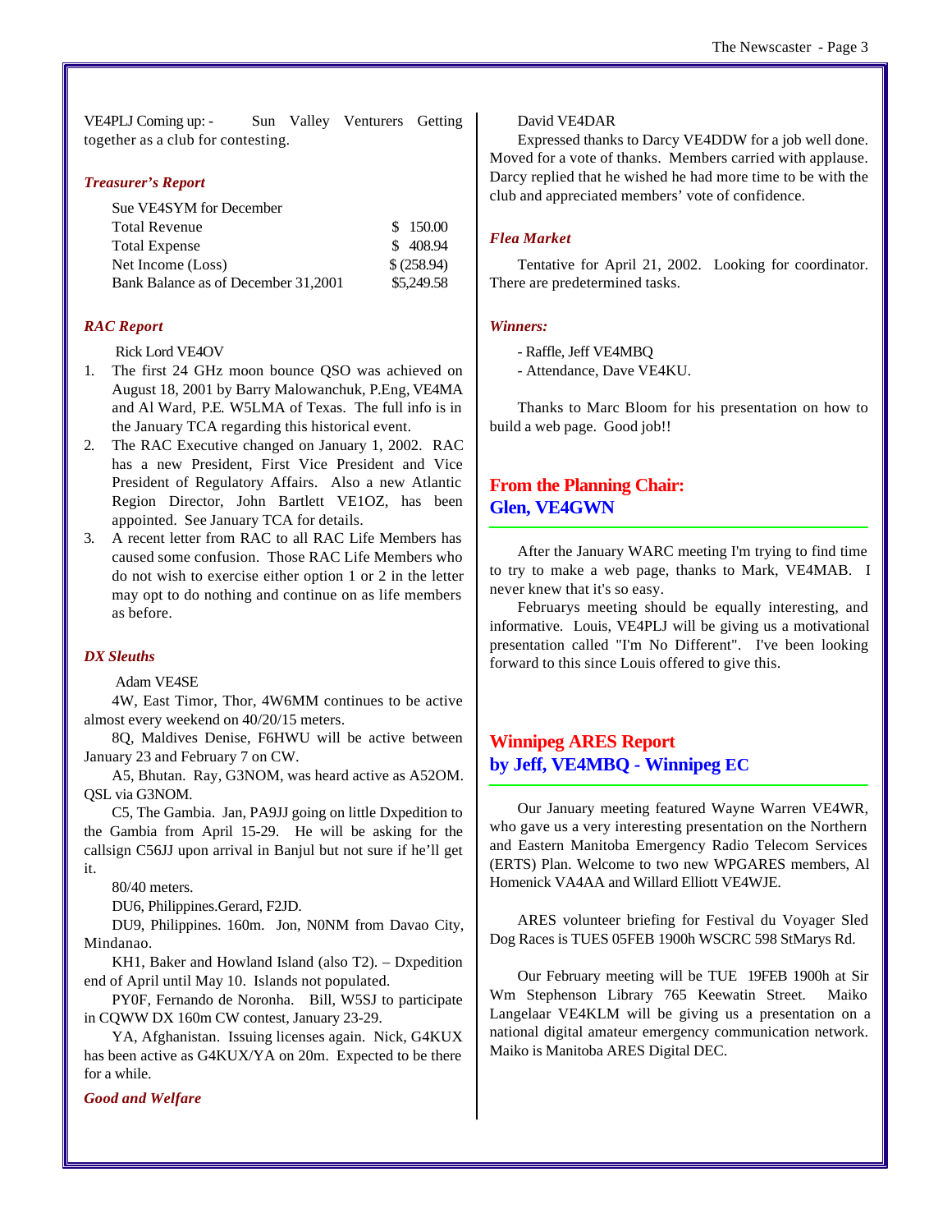VE4PLJ Coming up: - Sun Valley Venturers Getting together as a club for contesting.

### *Treasurer's Report*

Sue VE4SYM for December

| | |
|---|---|
| Total Revenue | $ 150.00 |
| Total Expense | $ 408.94 |
| Net Income (Loss) | $ (258.94) |
| Bank Balance as of December 31,2001 | $5,249.58 |

### *RAC Report*

Rick Lord VE4OV

1. The first 24 GHz moon bounce QSO was achieved on August 18, 2001 by Barry Malowanchuk, P.Eng, VE4MA and Al Ward, P.E. W5LMA of Texas. The full info is in the January TCA regarding this historical event.
2. The RAC Executive changed on January 1, 2002. RAC has a new President, First Vice President and Vice President of Regulatory Affairs. Also a new Atlantic Region Director, John Bartlett VE1OZ, has been appointed. See January TCA for details.
3. A recent letter from RAC to all RAC Life Members has caused some confusion. Those RAC Life Members who do not wish to exercise either option 1 or 2 in the letter may opt to do nothing and continue on as life members as before.

### *DX Sleuths*

Adam VE4SE

4W, East Timor, Thor, 4W6MM continues to be active almost every weekend on 40/20/15 meters.

8Q, Maldives Denise, F6HWU will be active between January 23 and February 7 on CW.

A5, Bhutan. Ray, G3NOM, was heard active as A52OM. QSL via G3NOM.

C5, The Gambia. Jan, PA9JJ going on little Dxpedition to the Gambia from April 15-29. He will be asking for the callsign C56JJ upon arrival in Banjul but not sure if he'll get it.

80/40 meters.

DU6, Philippines.Gerard, F2JD.

DU9, Philippines. 160m. Jon, N0NM from Davao City, Mindanao.

KH1, Baker and Howland Island (also T2). – Dxpedition end of April until May 10. Islands not populated.

PY0F, Fernando de Noronha. Bill, W5SJ to participate in CQWW DX 160m CW contest, January 23-29.

YA, Afghanistan. Issuing licenses again. Nick, G4KUX has been active as G4KUX/YA on 20m. Expected to be there for a while.

### *Good and Welfare*

David VE4DAR

Expressed thanks to Darcy VE4DDW for a job well done. Moved for a vote of thanks. Members carried with applause. Darcy replied that he wished he had more time to be with the club and appreciated members' vote of confidence.

### *Flea Market*

Tentative for April 21, 2002. Looking for coordinator. There are predetermined tasks.

### *Winners:*

- Raffle, Jeff VE4MBQ
- Attendance, Dave VE4KU.

Thanks to Marc Bloom for his presentation on how to build a web page. Good job!!

## From the Planning Chair: Glen, VE4GWN

After the January WARC meeting I'm trying to find time to try to make a web page, thanks to Mark, VE4MAB. I never knew that it's so easy.

Februarys meeting should be equally interesting, and informative. Louis, VE4PLJ will be giving us a motivational presentation called "I'm No Different". I've been looking forward to this since Louis offered to give this.

## Winnipeg ARES Report by Jeff, VE4MBQ - Winnipeg EC

Our January meeting featured Wayne Warren VE4WR, who gave us a very interesting presentation on the Northern and Eastern Manitoba Emergency Radio Telecom Services (ERTS) Plan. Welcome to two new WPGARES members, Al Homenick VA4AA and Willard Elliott VE4WJE.

ARES volunteer briefing for Festival du Voyager Sled Dog Races is TUES 05FEB 1900h WSCRC 598 StMarys Rd.

Our February meeting will be TUE 19FEB 1900h at Sir Wm Stephenson Library 765 Keewatin Street. Maiko Langelaar VE4KLM will be giving us a presentation on a national digital amateur emergency communication network. Maiko is Manitoba ARES Digital DEC.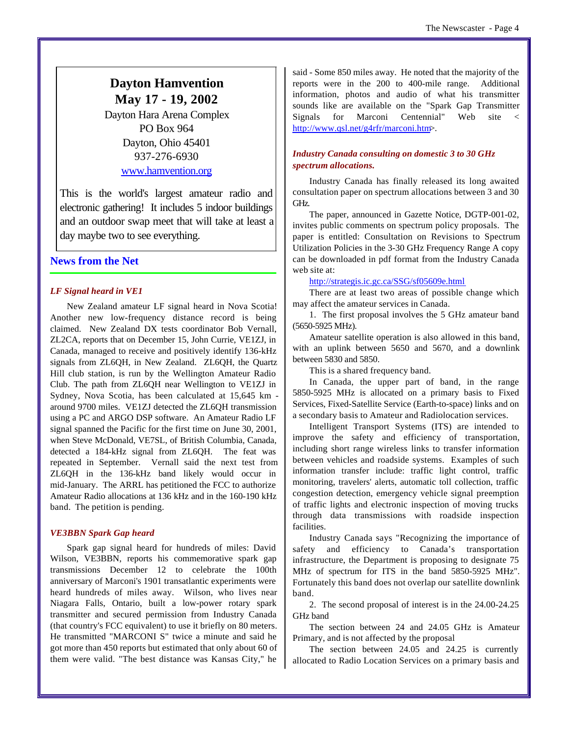## Dayton Hamvention May 17 - 19, 2002

Dayton Hara Arena Complex
PO Box 964
Dayton, Ohio 45401
937-276-6930
www.hamvention.org

This is the world's largest amateur radio and electronic gathering! It includes 5 indoor buildings and an outdoor swap meet that will take at least a day maybe two to see everything.

## News from the Net

### *LF Signal heard in VE1*

New Zealand amateur LF signal heard in Nova Scotia! Another new low-frequency distance record is being claimed. New Zealand DX tests coordinator Bob Vernall, ZL2CA, reports that on December 15, John Currie, VE1ZJ, in Canada, managed to receive and positively identify 136-kHz signals from ZL6QH, in New Zealand. ZL6QH, the Quartz Hill club station, is run by the Wellington Amateur Radio Club. The path from ZL6QH near Wellington to VE1ZJ in Sydney, Nova Scotia, has been calculated at 15,645 km - around 9700 miles. VE1ZJ detected the ZL6QH transmission using a PC and ARGO DSP software. An Amateur Radio LF signal spanned the Pacific for the first time on June 30, 2001, when Steve McDonald, VE7SL, of British Columbia, Canada, detected a 184-kHz signal from ZL6QH. The feat was repeated in September. Vernall said the next test from ZL6QH in the 136-kHz band likely would occur in mid-January. The ARRL has petitioned the FCC to authorize Amateur Radio allocations at 136 kHz and in the 160-190 kHz band. The petition is pending.

### *VE3BBN Spark Gap heard*

Spark gap signal heard for hundreds of miles: David Wilson, VE3BBN, reports his commemorative spark gap transmissions December 12 to celebrate the 100th anniversary of Marconi's 1901 transatlantic experiments were heard hundreds of miles away. Wilson, who lives near Niagara Falls, Ontario, built a low-power rotary spark transmitter and secured permission from Industry Canada (that country's FCC equivalent) to use it briefly on 80 meters. He transmitted "MARCONI S" twice a minute and said he got more than 450 reports but estimated that only about 60 of them were valid. "The best distance was Kansas City," he said - Some 850 miles away. He noted that the majority of the reports were in the 200 to 400-mile range. Additional information, photos and audio of what his transmitter sounds like are available on the "Spark Gap Transmitter Signals for Marconi Centennial" Web site < http://www.qsl.net/g4rfr/marconi.htm>.

### *Industry Canada consulting on domestic 3 to 30 GHz spectrum allocations.*

Industry Canada has finally released its long awaited consultation paper on spectrum allocations between 3 and 30 GHz.

The paper, announced in Gazette Notice, DGTP-001-02, invites public comments on spectrum policy proposals. The paper is entitled: Consultation on Revisions to Spectrum Utilization Policies in the 3-30 GHz Frequency Range A copy can be downloaded in pdf format from the Industry Canada web site at:

http://strategis.ic.gc.ca/SSG/sf05609e.html

There are at least two areas of possible change which may affect the amateur services in Canada.

1. The first proposal involves the 5 GHz amateur band (5650-5925 MHz).

Amateur satellite operation is also allowed in this band, with an uplink between 5650 and 5670, and a downlink between 5830 and 5850.

This is a shared frequency band.

In Canada, the upper part of band, in the range 5850-5925 MHz is allocated on a primary basis to Fixed Services, Fixed-Satellite Service (Earth-to-space) links and on a secondary basis to Amateur and Radiolocation services.

Intelligent Transport Systems (ITS) are intended to improve the safety and efficiency of transportation, including short range wireless links to transfer information between vehicles and roadside systems. Examples of such information transfer include: traffic light control, traffic monitoring, travelers' alerts, automatic toll collection, traffic congestion detection, emergency vehicle signal preemption of traffic lights and electronic inspection of moving trucks through data transmissions with roadside inspection facilities.

Industry Canada says "Recognizing the importance of safety and efficiency to Canada's transportation infrastructure, the Department is proposing to designate 75 MHz of spectrum for ITS in the band 5850-5925 MHz". Fortunately this band does not overlap our satellite downlink band.

2. The second proposal of interest is in the 24.00-24.25 GHz band

The section between 24 and 24.05 GHz is Amateur Primary, and is not affected by the proposal

The section between 24.05 and 24.25 is currently allocated to Radio Location Services on a primary basis and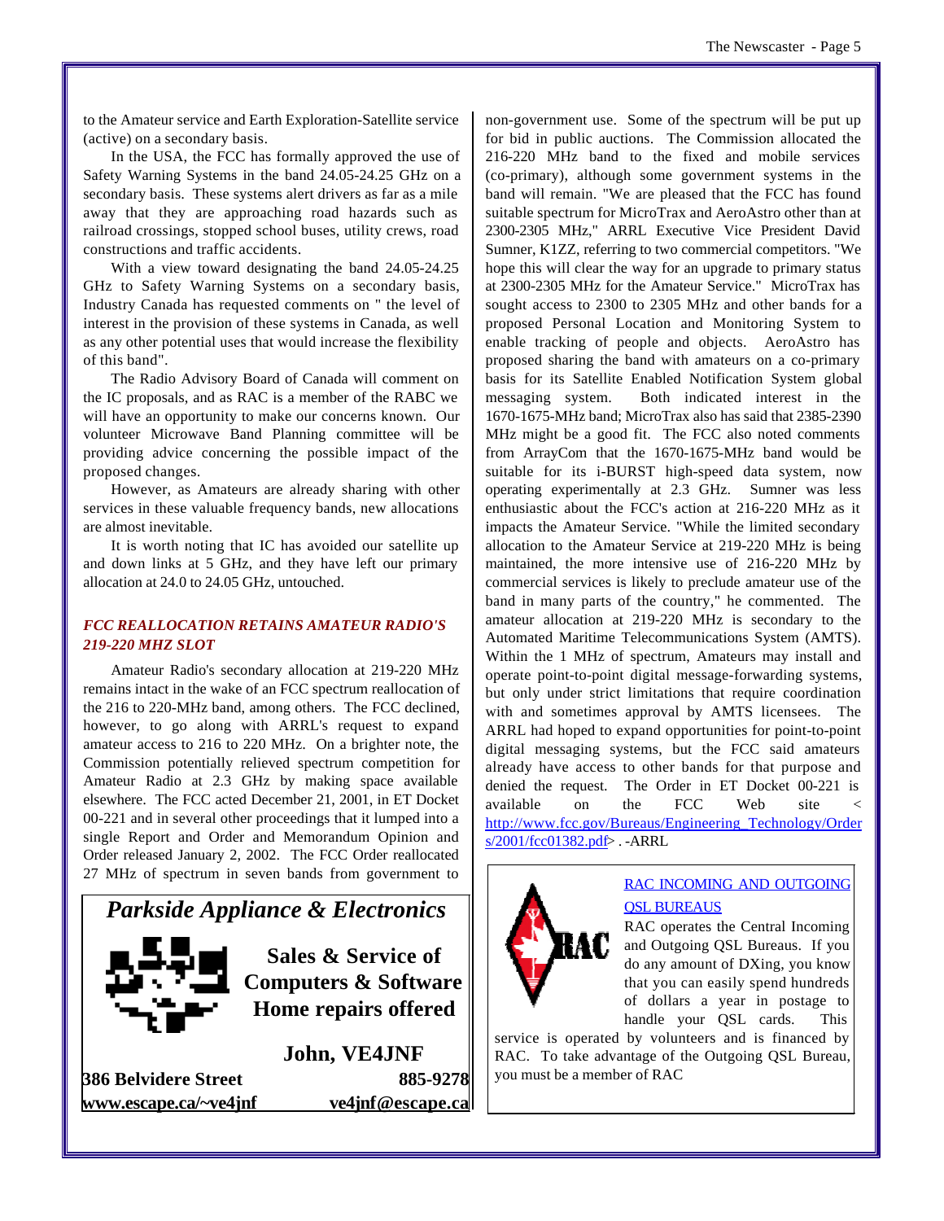to the Amateur service and Earth Exploration-Satellite service (active) on a secondary basis.

In the USA, the FCC has formally approved the use of Safety Warning Systems in the band 24.05-24.25 GHz on a secondary basis. These systems alert drivers as far as a mile away that they are approaching road hazards such as railroad crossings, stopped school buses, utility crews, road constructions and traffic accidents.

With a view toward designating the band 24.05-24.25 GHz to Safety Warning Systems on a secondary basis, Industry Canada has requested comments on " the level of interest in the provision of these systems in Canada, as well as any other potential uses that would increase the flexibility of this band".

The Radio Advisory Board of Canada will comment on the IC proposals, and as RAC is a member of the RABC we will have an opportunity to make our concerns known. Our volunteer Microwave Band Planning committee will be providing advice concerning the possible impact of the proposed changes.

However, as Amateurs are already sharing with other services in these valuable frequency bands, new allocations are almost inevitable.

It is worth noting that IC has avoided our satellite up and down links at 5 GHz, and they have left our primary allocation at 24.0 to 24.05 GHz, untouched.

### *FCC REALLOCATION RETAINS AMATEUR RADIO'S 219-220 MHZ SLOT*

Amateur Radio's secondary allocation at 219-220 MHz remains intact in the wake of an FCC spectrum reallocation of the 216 to 220-MHz band, among others. The FCC declined, however, to go along with ARRL's request to expand amateur access to 216 to 220 MHz. On a brighter note, the Commission potentially relieved spectrum competition for Amateur Radio at 2.3 GHz by making space available elsewhere. The FCC acted December 21, 2001, in ET Docket 00-221 and in several other proceedings that it lumped into a single Report and Order and Memorandum Opinion and Order released January 2, 2002. The FCC Order reallocated 27 MHz of spectrum in seven bands from government to non-government use. Some of the spectrum will be put up for bid in public auctions. The Commission allocated the 216-220 MHz band to the fixed and mobile services (co-primary), although some government systems in the band will remain. "We are pleased that the FCC has found suitable spectrum for MicroTrax and AeroAstro other than at 2300-2305 MHz," ARRL Executive Vice President David Sumner, K1ZZ, referring to two commercial competitors. "We hope this will clear the way for an upgrade to primary status at 2300-2305 MHz for the Amateur Service." MicroTrax has sought access to 2300 to 2305 MHz and other bands for a proposed Personal Location and Monitoring System to enable tracking of people and objects. AeroAstro has proposed sharing the band with amateurs on a co-primary basis for its Satellite Enabled Notification System global messaging system. Both indicated interest in the 1670-1675-MHz band; MicroTrax also has said that 2385-2390 MHz might be a good fit. The FCC also noted comments from ArrayCom that the 1670-1675-MHz band would be suitable for its i-BURST high-speed data system, now operating experimentally at 2.3 GHz. Sumner was less enthusiastic about the FCC's action at 216-220 MHz as it impacts the Amateur Service. "While the limited secondary allocation to the Amateur Service at 219-220 MHz is being maintained, the more intensive use of 216-220 MHz by commercial services is likely to preclude amateur use of the band in many parts of the country," he commented. The amateur allocation at 219-220 MHz is secondary to the Automated Maritime Telecommunications System (AMTS). Within the 1 MHz of spectrum, Amateurs may install and operate point-to-point digital message-forwarding systems, but only under strict limitations that require coordination with and sometimes approval by AMTS licensees. The ARRL had hoped to expand opportunities for point-to-point digital messaging systems, but the FCC said amateurs already have access to other bands for that purpose and denied the request. The Order in ET Docket 00-221 is available on the FCC Web site < http://www.fcc.gov/Bureaus/Engineering_Technology/Orders/2001/fcc01382.pdf> . -ARRL

---

## *Parkside Appliance & Electronics*

**Sales & Service of**
**Computers & Software**
**Home repairs offered**

**John, VE4JNF**

**386 Belvidere Street** — **885-9278**

**www.escape.ca/~ve4jnf** — **ve4jnf@escape.ca**

---

RAC INCOMING AND OUTGOING QSL BUREAUS

RAC operates the Central Incoming and Outgoing QSL Bureaus. If you do any amount of DXing, you know that you can easily spend hundreds of dollars a year in postage to handle your QSL cards. This service is operated by volunteers and is financed by RAC. To take advantage of the Outgoing QSL Bureau, you must be a member of RAC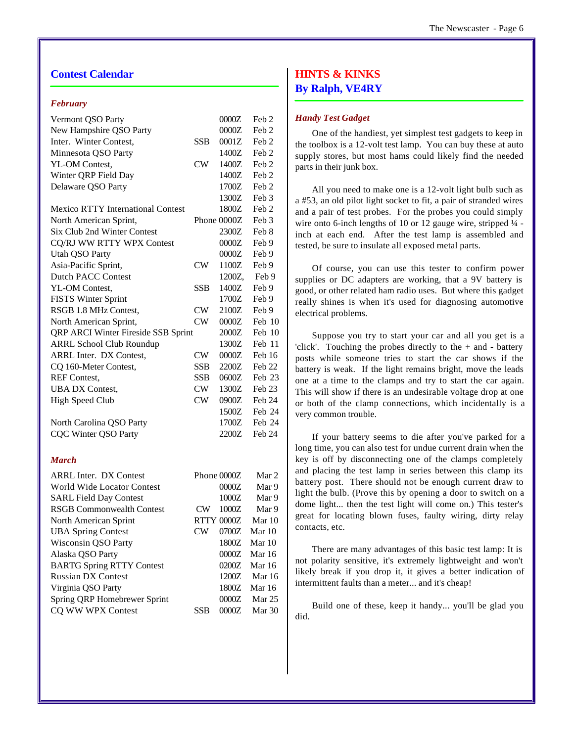## Contest Calendar

### *February*

| Contest | Mode | Time | Date |
|---|---|---|---|
| Vermont QSO Party | | 0000Z | Feb 2 |
| New Hampshire QSO Party | | 0000Z | Feb 2 |
| Inter. Winter Contest, | SSB | 0001Z | Feb 2 |
| Minnesota QSO Party | | 1400Z | Feb 2 |
| YL-OM Contest, | CW | 1400Z | Feb 2 |
| Winter QRP Field Day | | 1400Z | Feb 2 |
| Delaware QSO Party | | 1700Z | Feb 2 |
| | | 1300Z | Feb 3 |
| Mexico RTTY International Contest | | 1800Z | Feb 2 |
| North American Sprint, | Phone | 0000Z | Feb 3 |
| Six Club 2nd Winter Contest | | 2300Z | Feb 8 |
| CQ/RJ WW RTTY WPX Contest | | 0000Z | Feb 9 |
| Utah QSO Party | | 0000Z | Feb 9 |
| Asia-Pacific Sprint, | CW | 1100Z | Feb 9 |
| Dutch PACC Contest | | 1200Z, | Feb 9 |
| YL-OM Contest, | SSB | 1400Z | Feb 9 |
| FISTS Winter Sprint | | 1700Z | Feb 9 |
| RSGB 1.8 MHz Contest, | CW | 2100Z | Feb 9 |
| North American Sprint, | CW | 0000Z | Feb 10 |
| QRP ARCI Winter Fireside SSB Sprint | | 2000Z | Feb 10 |
| ARRL School Club Roundup | | 1300Z | Feb 11 |
| ARRL Inter. DX Contest, | CW | 0000Z | Feb 16 |
| CQ 160-Meter Contest, | SSB | 2200Z | Feb 22 |
| REF Contest, | SSB | 0600Z | Feb 23 |
| UBA DX Contest, | CW | 1300Z | Feb 23 |
| High Speed Club | CW | 0900Z | Feb 24 |
| | | 1500Z | Feb 24 |
| North Carolina QSO Party | | 1700Z | Feb 24 |
| CQC Winter QSO Party | | 2200Z | Feb 24 |

### *March*

| Contest | Mode | Time | Date |
|---|---|---|---|
| ARRL Inter. DX Contest | Phone | 0000Z | Mar 2 |
| World Wide Locator Contest | | 0000Z | Mar 9 |
| SARL Field Day Contest | | 1000Z | Mar 9 |
| RSGB Commonwealth Contest | CW | 1000Z | Mar 9 |
| North American Sprint | RTTY | 0000Z | Mar 10 |
| UBA Spring Contest | CW | 0700Z | Mar 10 |
| Wisconsin QSO Party | | 1800Z | Mar 10 |
| Alaska QSO Party | | 0000Z | Mar 16 |
| BARTG Spring RTTY Contest | | 0200Z | Mar 16 |
| Russian DX Contest | | 1200Z | Mar 16 |
| Virginia QSO Party | | 1800Z | Mar 16 |
| Spring QRP Homebrewer Sprint | | 0000Z | Mar 25 |
| CQ WW WPX Contest | SSB | 0000Z | Mar 30 |

## HINTS & KINKS
## By Ralph, VE4RY

### *Handy Test Gadget*

One of the handiest, yet simplest test gadgets to keep in the toolbox is a 12-volt test lamp. You can buy these at auto supply stores, but most hams could likely find the needed parts in their junk box.

All you need to make one is a 12-volt light bulb such as a #53, an old pilot light socket to fit, a pair of stranded wires and a pair of test probes. For the probes you could simply wire onto 6-inch lengths of 10 or 12 gauge wire, stripped ¼ -inch at each end. After the test lamp is assembled and tested, be sure to insulate all exposed metal parts.

Of course, you can use this tester to confirm power supplies or DC adapters are working, that a 9V battery is good, or other related ham radio uses. But where this gadget really shines is when it's used for diagnosing automotive electrical problems.

Suppose you try to start your car and all you get is a 'click'. Touching the probes directly to the + and - battery posts while someone tries to start the car shows if the battery is weak. If the light remains bright, move the leads one at a time to the clamps and try to start the car again. This will show if there is an undesirable voltage drop at one or both of the clamp connections, which incidentally is a very common trouble.

If your battery seems to die after you've parked for a long time, you can also test for undue current drain when the key is off by disconnecting one of the clamps completely and placing the test lamp in series between this clamp its battery post. There should not be enough current draw to light the bulb. (Prove this by opening a door to switch on a dome light... then the test light will come on.) This tester's great for locating blown fuses, faulty wiring, dirty relay contacts, etc.

There are many advantages of this basic test lamp: It is not polarity sensitive, it's extremely lightweight and won't likely break if you drop it, it gives a better indication of intermittent faults than a meter... and it's cheap!

Build one of these, keep it handy... you'll be glad you did.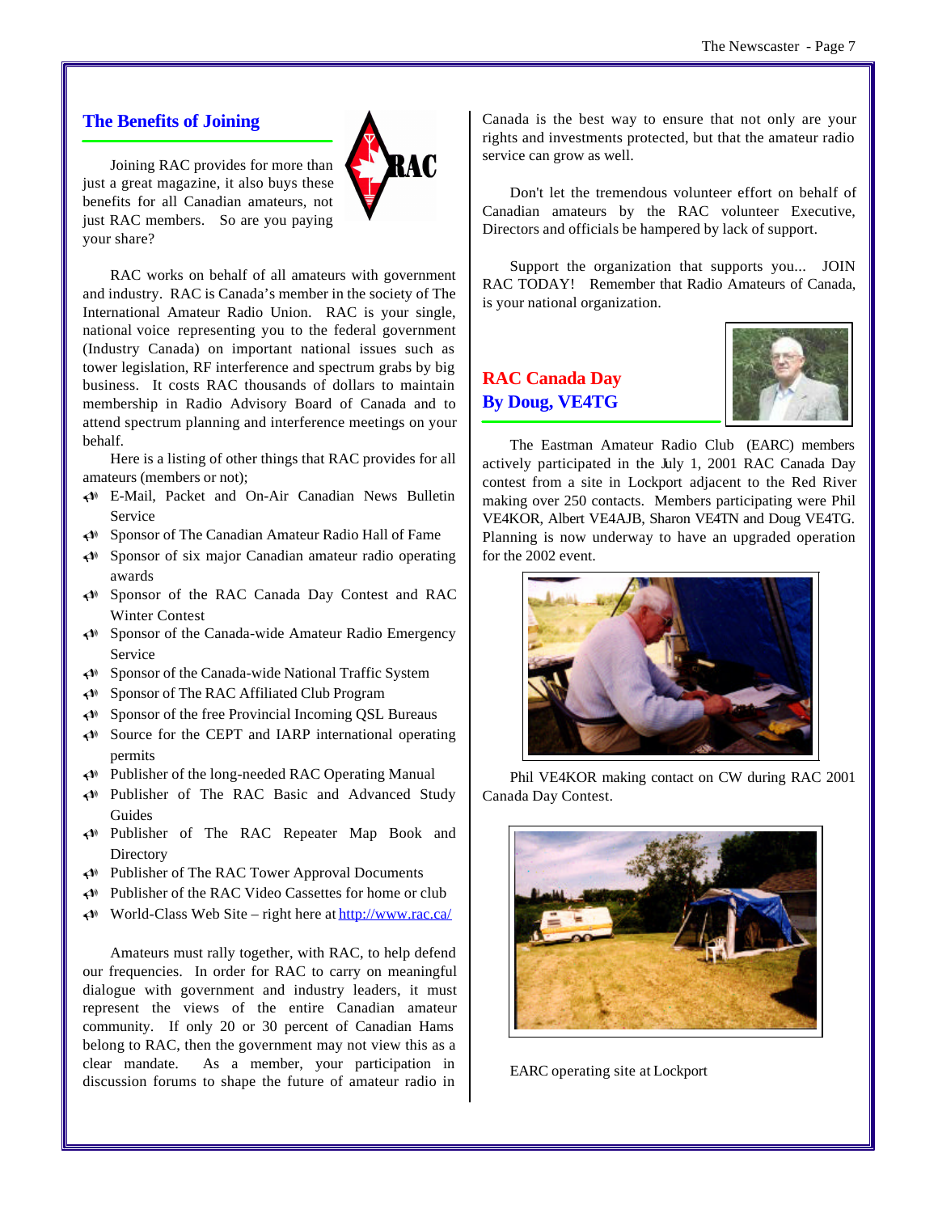## The Benefits of Joining

Joining RAC provides for more than just a great magazine, it also buys these benefits for all Canadian amateurs, not just RAC members. So are you paying your share?

RAC works on behalf of all amateurs with government and industry. RAC is Canada's member in the society of The International Amateur Radio Union. RAC is your single, national voice representing you to the federal government (Industry Canada) on important national issues such as tower legislation, RF interference and spectrum grabs by big business. It costs RAC thousands of dollars to maintain membership in Radio Advisory Board of Canada and to attend spectrum planning and interference meetings on your behalf.

Here is a listing of other things that RAC provides for all amateurs (members or not);

- E-Mail, Packet and On-Air Canadian News Bulletin Service
- Sponsor of The Canadian Amateur Radio Hall of Fame
- Sponsor of six major Canadian amateur radio operating awards
- Sponsor of the RAC Canada Day Contest and RAC Winter Contest
- Sponsor of the Canada-wide Amateur Radio Emergency Service
- Sponsor of the Canada-wide National Traffic System
- Sponsor of The RAC Affiliated Club Program
- Sponsor of the free Provincial Incoming QSL Bureaus
- Source for the CEPT and IARP international operating permits
- Publisher of the long-needed RAC Operating Manual
- Publisher of The RAC Basic and Advanced Study Guides
- Publisher of The RAC Repeater Map Book and Directory
- Publisher of The RAC Tower Approval Documents
- Publisher of the RAC Video Cassettes for home or club
- World-Class Web Site – right here at http://www.rac.ca/

Amateurs must rally together, with RAC, to help defend our frequencies. In order for RAC to carry on meaningful dialogue with government and industry leaders, it must represent the views of the entire Canadian amateur community. If only 20 or 30 percent of Canadian Hams belong to RAC, then the government may not view this as a clear mandate. As a member, your participation in discussion forums to shape the future of amateur radio in Canada is the best way to ensure that not only are your rights and investments protected, but that the amateur radio service can grow as well.

Don't let the tremendous volunteer effort on behalf of Canadian amateurs by the RAC volunteer Executive, Directors and officials be hampered by lack of support.

Support the organization that supports you... JOIN RAC TODAY! Remember that Radio Amateurs of Canada, is your national organization.

## RAC Canada Day
### By Doug, VE4TG

The Eastman Amateur Radio Club (EARC) members actively participated in the July 1, 2001 RAC Canada Day contest from a site in Lockport adjacent to the Red River making over 250 contacts. Members participating were Phil VE4KOR, Albert VE4AJB, Sharon VE4TN and Doug VE4TG. Planning is now underway to have an upgraded operation for the 2002 event.

Phil VE4KOR making contact on CW during RAC 2001 Canada Day Contest.

EARC operating site at Lockport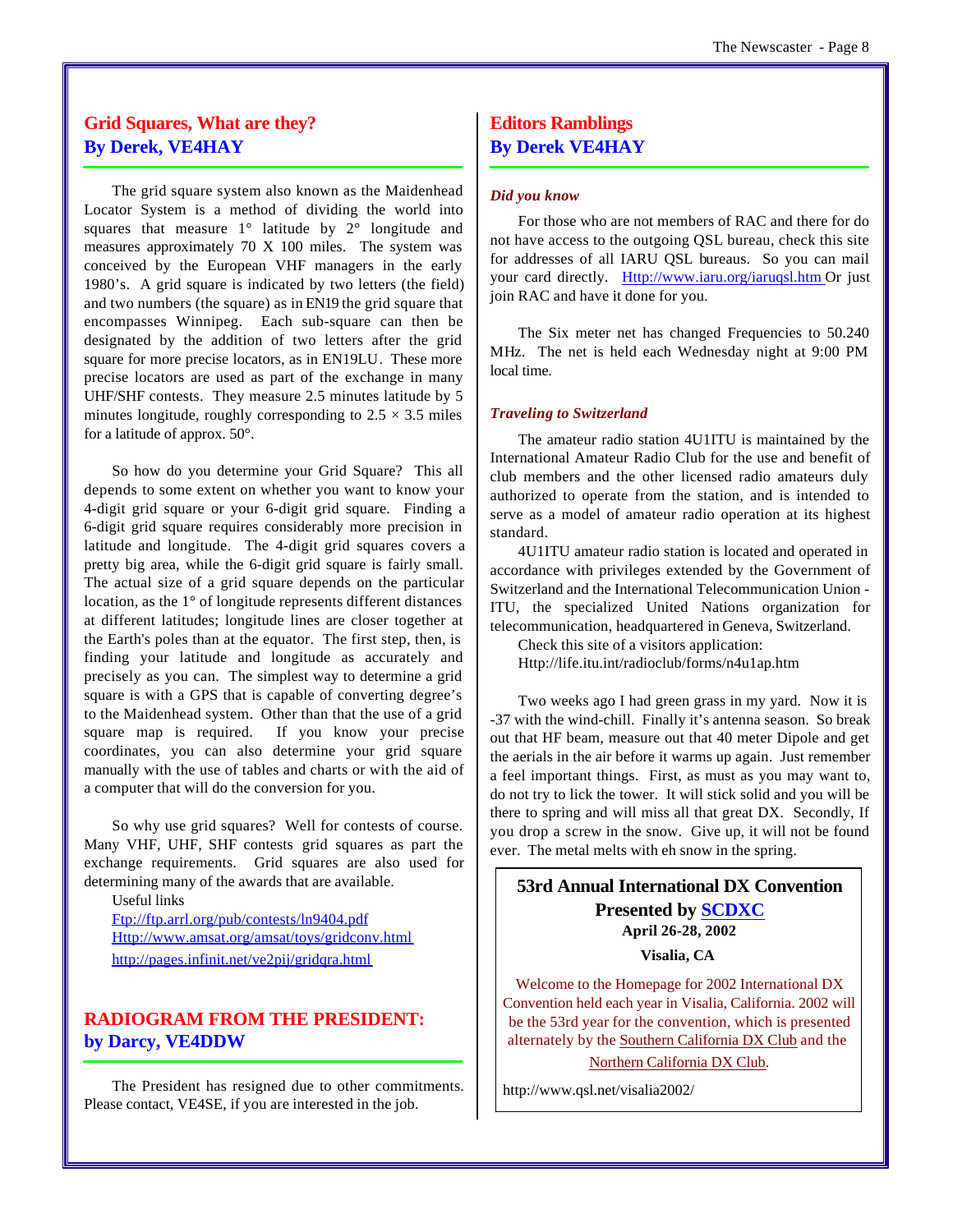## Grid Squares, What are they?
## By Derek, VE4HAY

The grid square system also known as the Maidenhead Locator System is a method of dividing the world into squares that measure 1° latitude by 2° longitude and measures approximately 70 X 100 miles. The system was conceived by the European VHF managers in the early 1980's. A grid square is indicated by two letters (the field) and two numbers (the square) as in EN19 the grid square that encompasses Winnipeg. Each sub-square can then be designated by the addition of two letters after the grid square for more precise locators, as in EN19LU. These more precise locators are used as part of the exchange in many UHF/SHF contests. They measure 2.5 minutes latitude by 5 minutes longitude, roughly corresponding to 2.5 × 3.5 miles for a latitude of approx. 50°.

So how do you determine your Grid Square? This all depends to some extent on whether you want to know your 4-digit grid square or your 6-digit grid square. Finding a 6-digit grid square requires considerably more precision in latitude and longitude. The 4-digit grid squares covers a pretty big area, while the 6-digit grid square is fairly small. The actual size of a grid square depends on the particular location, as the 1° of longitude represents different distances at different latitudes; longitude lines are closer together at the Earth's poles than at the equator. The first step, then, is finding your latitude and longitude as accurately and precisely as you can. The simplest way to determine a grid square is with a GPS that is capable of converting degree's to the Maidenhead system. Other than that the use of a grid square map is required. If you know your precise coordinates, you can also determine your grid square manually with the use of tables and charts or with the aid of a computer that will do the conversion for you.

So why use grid squares? Well for contests of course. Many VHF, UHF, SHF contests grid squares as part the exchange requirements. Grid squares are also used for determining many of the awards that are available.

Useful links
Ftp://ftp.arrl.org/pub/contests/ln9404.pdf
Http://www.amsat.org/amsat/toys/gridconv.html
http://pages.infinit.net/ve2pij/gridqra.html

## RADIOGRAM FROM THE PRESIDENT:
## by Darcy, VE4DDW

The President has resigned due to other commitments. Please contact, VE4SE, if you are interested in the job.

## Editors Ramblings
## By Derek VE4HAY

### *Did you know*

For those who are not members of RAC and there for do not have access to the outgoing QSL bureau, check this site for addresses of all IARU QSL bureaus. So you can mail your card directly. Http://www.iaru.org/iaruqsl.htm Or just join RAC and have it done for you.

The Six meter net has changed Frequencies to 50.240 MHz. The net is held each Wednesday night at 9:00 PM local time.

### *Traveling to Switzerland*

The amateur radio station 4U1ITU is maintained by the International Amateur Radio Club for the use and benefit of club members and the other licensed radio amateurs duly authorized to operate from the station, and is intended to serve as a model of amateur radio operation at its highest standard.

4U1ITU amateur radio station is located and operated in accordance with privileges extended by the Government of Switzerland and the International Telecommunication Union - ITU, the specialized United Nations organization for telecommunication, headquartered in Geneva, Switzerland.

Check this site of a visitors application:
Http://life.itu.int/radioclub/forms/n4u1ap.htm

Two weeks ago I had green grass in my yard. Now it is -37 with the wind-chill. Finally it's antenna season. So break out that HF beam, measure out that 40 meter Dipole and get the aerials in the air before it warms up again. Just remember a feel important things. First, as must as you may want to, do not try to lick the tower. It will stick solid and you will be there to spring and will miss all that great DX. Secondly, If you drop a screw in the snow. Give up, it will not be found ever. The metal melts with eh snow in the spring.

**53rd Annual International DX Convention**
**Presented by SCDXC**
**April 26-28, 2002**
**Visalia, CA**

Welcome to the Homepage for 2002 International DX Convention held each year in Visalia, California. 2002 will be the 53rd year for the convention, which is presented alternately by the Southern California DX Club and the Northern California DX Club.

http://www.qsl.net/visalia2002/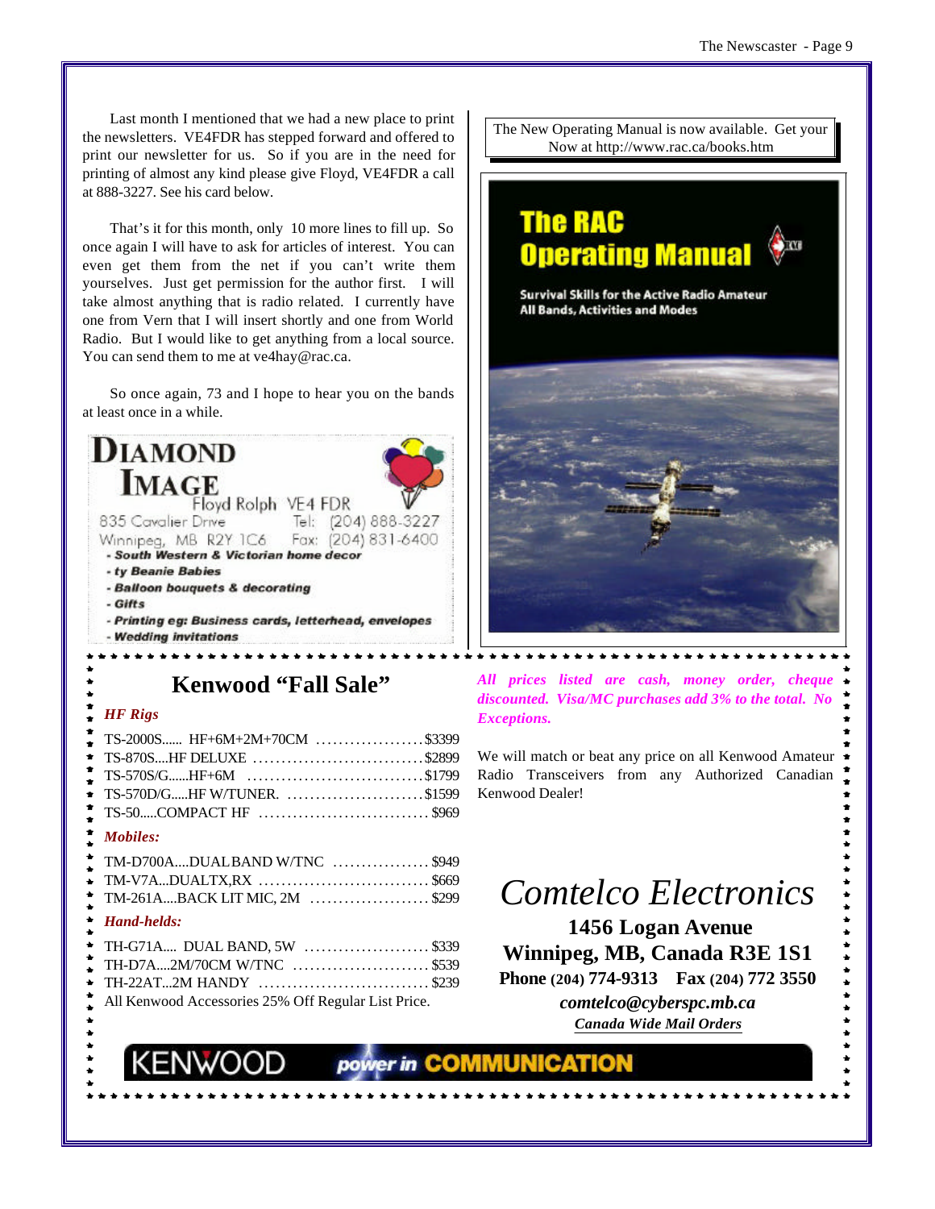Last month I mentioned that we had a new place to print the newsletters. VE4FDR has stepped forward and offered to print our newsletter for us. So if you are in the need for printing of almost any kind please give Floyd, VE4FDR a call at 888-3227. See his card below.

That's it for this month, only 10 more lines to fill up. So once again I will have to ask for articles of interest. You can even get them from the net if you can't write them yourselves. Just get permission for the author first. I will take almost anything that is radio related. I currently have one from Vern that I will insert shortly and one from World Radio. But I would like to get anything from a local source. You can send them to me at ve4hay@rac.ca.

So once again, 73 and I hope to hear you on the bands at least once in a while.

**DIAMOND IMAGE**

Floyd Rolph VE4 FDR

835 Cavalier Drive — Tel: (204) 888-3227

Winnipeg, MB R2Y 1C6 — Fax: (204) 831-6400

- South Western & Victorian home decor
- ty Beanie Babies
- Balloon bouquets & decorating
- Gifts
- Printing eg: Business cards, letterhead, envelopes
- Wedding invitations

The New Operating Manual is now available. Get your Now at http://www.rac.ca/books.htm

**The RAC Operating Manual**

Survival Skills for the Active Radio Amateur
All Bands, Activities and Modes

## Kenwood "Fall Sale"

***HF Rigs***

| Model | Price |
|---|---|
| TS-2000S...... HF+6M+2M+70CM | $3399 |
| TS-870S....HF DELUXE | $2899 |
| TS-570S/G......HF+6M | $1799 |
| TS-570D/G.....HF W/TUNER. | $1599 |
| TS-50.....COMPACT HF | $969 |

***Mobiles:***

| Model | Price |
|---|---|
| TM-D700A....DUALBAND W/TNC | $949 |
| TM-V7A...DUALTX,RX | $669 |
| TM-261A....BACK LIT MIC, 2M | $299 |

***Hand-helds:***

| Model | Price |
|---|---|
| TH-G71A.... DUAL BAND, 5W | $339 |
| TH-D7A....2M/70CM W/TNC | $539 |
| TH-22AT...2M HANDY | $239 |

All Kenwood Accessories 25% Off Regular List Price.

***All prices listed are cash, money order, cheque discounted. Visa/MC purchases add 3% to the total. No Exceptions.***

We will match or beat any price on all Kenwood Amateur Radio Transceivers from any Authorized Canadian Kenwood Dealer!

*Comtelco Electronics*

**1456 Logan Avenue**
**Winnipeg, MB, Canada R3E 1S1**
**Phone (204) 774-9313 Fax (204) 772 3550**
***comtelco@cyberspc.mb.ca***
***Canada Wide Mail Orders***

KENWOOD power in COMMUNICATION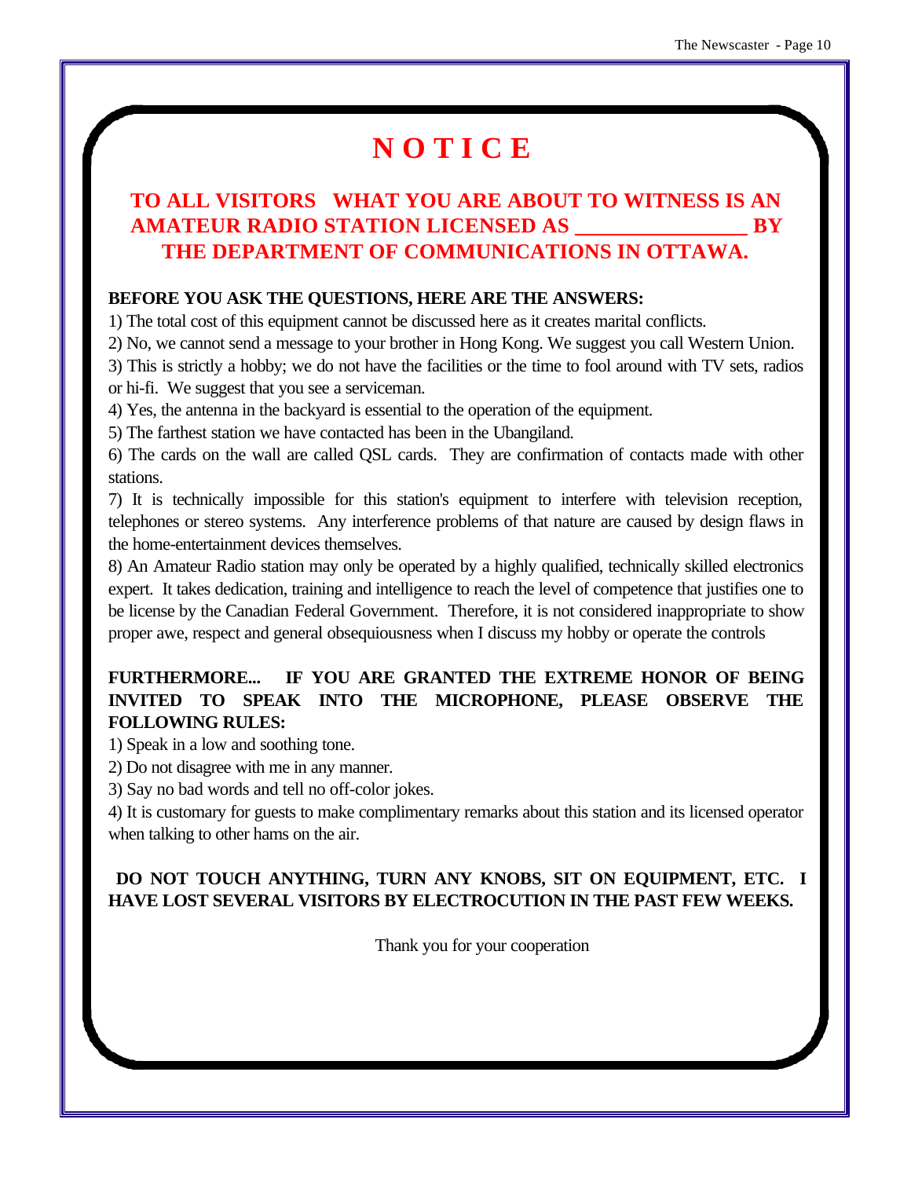# N O T I C E

## TO ALL VISITORS WHAT YOU ARE ABOUT TO WITNESS IS AN AMATEUR RADIO STATION LICENSED AS _______________ BY THE DEPARTMENT OF COMMUNICATIONS IN OTTAWA.

**BEFORE YOU ASK THE QUESTIONS, HERE ARE THE ANSWERS:**

1) The total cost of this equipment cannot be discussed here as it creates marital conflicts.

2) No, we cannot send a message to your brother in Hong Kong. We suggest you call Western Union.

3) This is strictly a hobby; we do not have the facilities or the time to fool around with TV sets, radios or hi-fi. We suggest that you see a serviceman.

4) Yes, the antenna in the backyard is essential to the operation of the equipment.

5) The farthest station we have contacted has been in the Ubangiland.

6) The cards on the wall are called QSL cards. They are confirmation of contacts made with other stations.

7) It is technically impossible for this station's equipment to interfere with television reception, telephones or stereo systems. Any interference problems of that nature are caused by design flaws in the home-entertainment devices themselves.

8) An Amateur Radio station may only be operated by a highly qualified, technically skilled electronics expert. It takes dedication, training and intelligence to reach the level of competence that justifies one to be license by the Canadian Federal Government. Therefore, it is not considered inappropriate to show proper awe, respect and general obsequiousness when I discuss my hobby or operate the controls

**FURTHERMORE... IF YOU ARE GRANTED THE EXTREME HONOR OF BEING INVITED TO SPEAK INTO THE MICROPHONE, PLEASE OBSERVE THE FOLLOWING RULES:**

1) Speak in a low and soothing tone.

2) Do not disagree with me in any manner.

3) Say no bad words and tell no off-color jokes.

4) It is customary for guests to make complimentary remarks about this station and its licensed operator when talking to other hams on the air.

**DO NOT TOUCH ANYTHING, TURN ANY KNOBS, SIT ON EQUIPMENT, ETC. I HAVE LOST SEVERAL VISITORS BY ELECTROCUTION IN THE PAST FEW WEEKS.**

Thank you for your cooperation